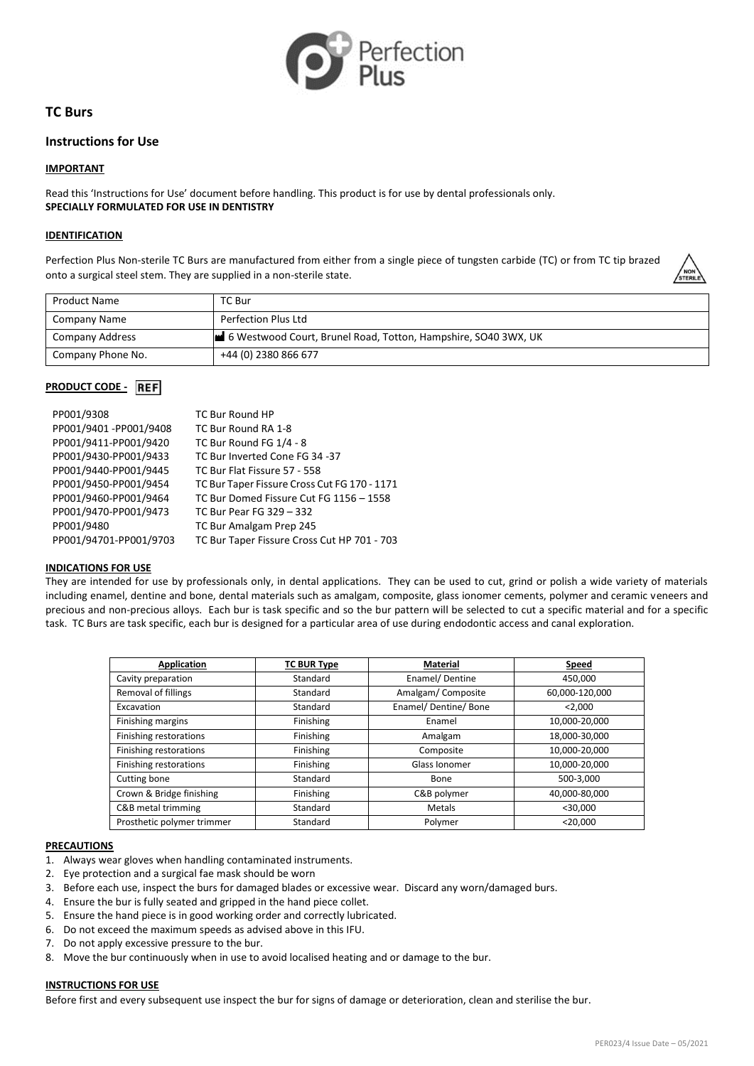# TC Burs

## Instructions for Use

**IMPORTANT**

Read this 'Instructions for Use' document before handling. This product is for use by dental professionals only.
**SPECIALLY FORMULATED FOR USE IN DENTISTRY**

**IDENTIFICATION**

Perfection Plus Non-sterile TC Burs are manufactured from either from a single piece of tungsten carbide (TC) or from TC tip brazed onto a surgical steel stem. They are supplied in a non-sterile state.

| Product Name | TC Bur |
|---|---|
| Company Name | Perfection Plus Ltd |
| Company Address | 6 Westwood Court, Brunel Road, Totton, Hampshire, SO40 3WX, UK |
| Company Phone No. | +44 (0) 2380 866 677 |

**PRODUCT CODE - REF**

| | |
|---|---|
| PP001/9308 | TC Bur Round HP |
| PP001/9401 -PP001/9408 | TC Bur Round RA 1-8 |
| PP001/9411-PP001/9420 | TC Bur Round FG 1/4 - 8 |
| PP001/9430-PP001/9433 | TC Bur Inverted Cone FG 34 -37 |
| PP001/9440-PP001/9445 | TC Bur Flat Fissure 57 - 558 |
| PP001/9450-PP001/9454 | TC Bur Taper Fissure Cross Cut FG 170 - 1171 |
| PP001/9460-PP001/9464 | TC Bur Domed Fissure Cut FG 1156 – 1558 |
| PP001/9470-PP001/9473 | TC Bur Pear FG 329 – 332 |
| PP001/9480 | TC Bur Amalgam Prep 245 |
| PP001/94701-PP001/9703 | TC Bur Taper Fissure Cross Cut HP 701 - 703 |

**INDICATIONS FOR USE**

They are intended for use by professionals only, in dental applications. They can be used to cut, grind or polish a wide variety of materials including enamel, dentine and bone, dental materials such as amalgam, composite, glass ionomer cements, polymer and ceramic veneers and precious and non-precious alloys. Each bur is task specific and so the bur pattern will be selected to cut a specific material and for a specific task. TC Burs are task specific, each bur is designed for a particular area of use during endodontic access and canal exploration.

| Application | TC BUR Type | Material | Speed |
|---|---|---|---|
| Cavity preparation | Standard | Enamel/ Dentine | 450,000 |
| Removal of fillings | Standard | Amalgam/ Composite | 60,000-120,000 |
| Excavation | Standard | Enamel/ Dentine/ Bone | <2,000 |
| Finishing margins | Finishing | Enamel | 10,000-20,000 |
| Finishing restorations | Finishing | Amalgam | 18,000-30,000 |
| Finishing restorations | Finishing | Composite | 10,000-20,000 |
| Finishing restorations | Finishing | Glass Ionomer | 10,000-20,000 |
| Cutting bone | Standard | Bone | 500-3,000 |
| Crown & Bridge finishing | Finishing | C&B polymer | 40,000-80,000 |
| C&B metal trimming | Standard | Metals | <30,000 |
| Prosthetic polymer trimmer | Standard | Polymer | <20,000 |

**PRECAUTIONS**

1. Always wear gloves when handling contaminated instruments.
2. Eye protection and a surgical fae mask should be worn
3. Before each use, inspect the burs for damaged blades or excessive wear. Discard any worn/damaged burs.
4. Ensure the bur is fully seated and gripped in the hand piece collet.
5. Ensure the hand piece is in good working order and correctly lubricated.
6. Do not exceed the maximum speeds as advised above in this IFU.
7. Do not apply excessive pressure to the bur.
8. Move the bur continuously when in use to avoid localised heating and or damage to the bur.

**INSTRUCTIONS FOR USE**

Before first and every subsequent use inspect the bur for signs of damage or deterioration, clean and sterilise the bur.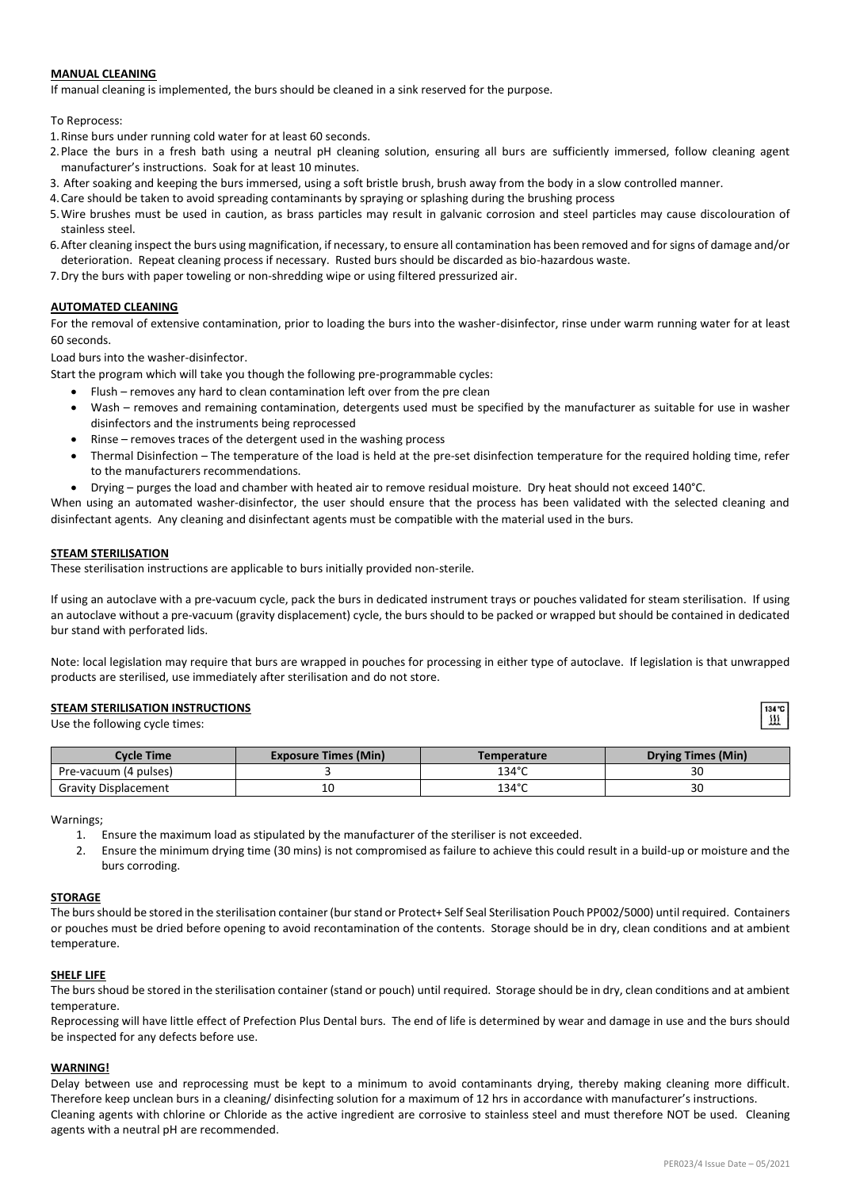**MANUAL CLEANING**

If manual cleaning is implemented, the burs should be cleaned in a sink reserved for the purpose.

To Reprocess:

1. Rinse burs under running cold water for at least 60 seconds.
2. Place the burs in a fresh bath using a neutral pH cleaning solution, ensuring all burs are sufficiently immersed, follow cleaning agent manufacturer's instructions. Soak for at least 10 minutes.
3. After soaking and keeping the burs immersed, using a soft bristle brush, brush away from the body in a slow controlled manner.
4. Care should be taken to avoid spreading contaminants by spraying or splashing during the brushing process
5. Wire brushes must be used in caution, as brass particles may result in galvanic corrosion and steel particles may cause discolouration of stainless steel.
6. After cleaning inspect the burs using magnification, if necessary, to ensure all contamination has been removed and for signs of damage and/or deterioration. Repeat cleaning process if necessary. Rusted burs should be discarded as bio-hazardous waste.
7. Dry the burs with paper toweling or non-shredding wipe or using filtered pressurized air.

**AUTOMATED CLEANING**

For the removal of extensive contamination, prior to loading the burs into the washer-disinfector, rinse under warm running water for at least 60 seconds.

Load burs into the washer-disinfector.

Start the program which will take you though the following pre-programmable cycles:

- Flush – removes any hard to clean contamination left over from the pre clean
- Wash – removes and remaining contamination, detergents used must be specified by the manufacturer as suitable for use in washer disinfectors and the instruments being reprocessed
- Rinse – removes traces of the detergent used in the washing process
- Thermal Disinfection – The temperature of the load is held at the pre-set disinfection temperature for the required holding time, refer to the manufacturers recommendations.
- Drying – purges the load and chamber with heated air to remove residual moisture. Dry heat should not exceed 140°C.

When using an automated washer-disinfector, the user should ensure that the process has been validated with the selected cleaning and disinfectant agents. Any cleaning and disinfectant agents must be compatible with the material used in the burs.

**STEAM STERILISATION**

These sterilisation instructions are applicable to burs initially provided non-sterile.

If using an autoclave with a pre-vacuum cycle, pack the burs in dedicated instrument trays or pouches validated for steam sterilisation. If using an autoclave without a pre-vacuum (gravity displacement) cycle, the burs should to be packed or wrapped but should be contained in dedicated bur stand with perforated lids.

Note: local legislation may require that burs are wrapped in pouches for processing in either type of autoclave. If legislation is that unwrapped products are sterilised, use immediately after sterilisation and do not store.

**STEAM STERILISATION INSTRUCTIONS**

134°C

Use the following cycle times:

| Cycle Time | Exposure Times (Min) | Temperature | Drying Times (Min) |
|---|---|---|---|
| Pre-vacuum (4 pulses) | 3 | 134°C | 30 |
| Gravity Displacement | 10 | 134°C | 30 |

Warnings;

1. Ensure the maximum load as stipulated by the manufacturer of the steriliser is not exceeded.
2. Ensure the minimum drying time (30 mins) is not compromised as failure to achieve this could result in a build-up or moisture and the burs corroding.

**STORAGE**

The burs should be stored in the sterilisation container (bur stand or Protect+ Self Seal Sterilisation Pouch PP002/5000) until required. Containers or pouches must be dried before opening to avoid recontamination of the contents. Storage should be in dry, clean conditions and at ambient temperature.

**SHELF LIFE**

The burs shoud be stored in the sterilisation container (stand or pouch) until required. Storage should be in dry, clean conditions and at ambient temperature.

Reprocessing will have little effect of Prefection Plus Dental burs. The end of life is determined by wear and damage in use and the burs should be inspected for any defects before use.

**WARNING!**

Delay between use and reprocessing must be kept to a minimum to avoid contaminants drying, thereby making cleaning more difficult. Therefore keep unclean burs in a cleaning/ disinfecting solution for a maximum of 12 hrs in accordance with manufacturer's instructions.

Cleaning agents with chlorine or Chloride as the active ingredient are corrosive to stainless steel and must therefore NOT be used. Cleaning agents with a neutral pH are recommended.

PER023/4 Issue Date – 05/2021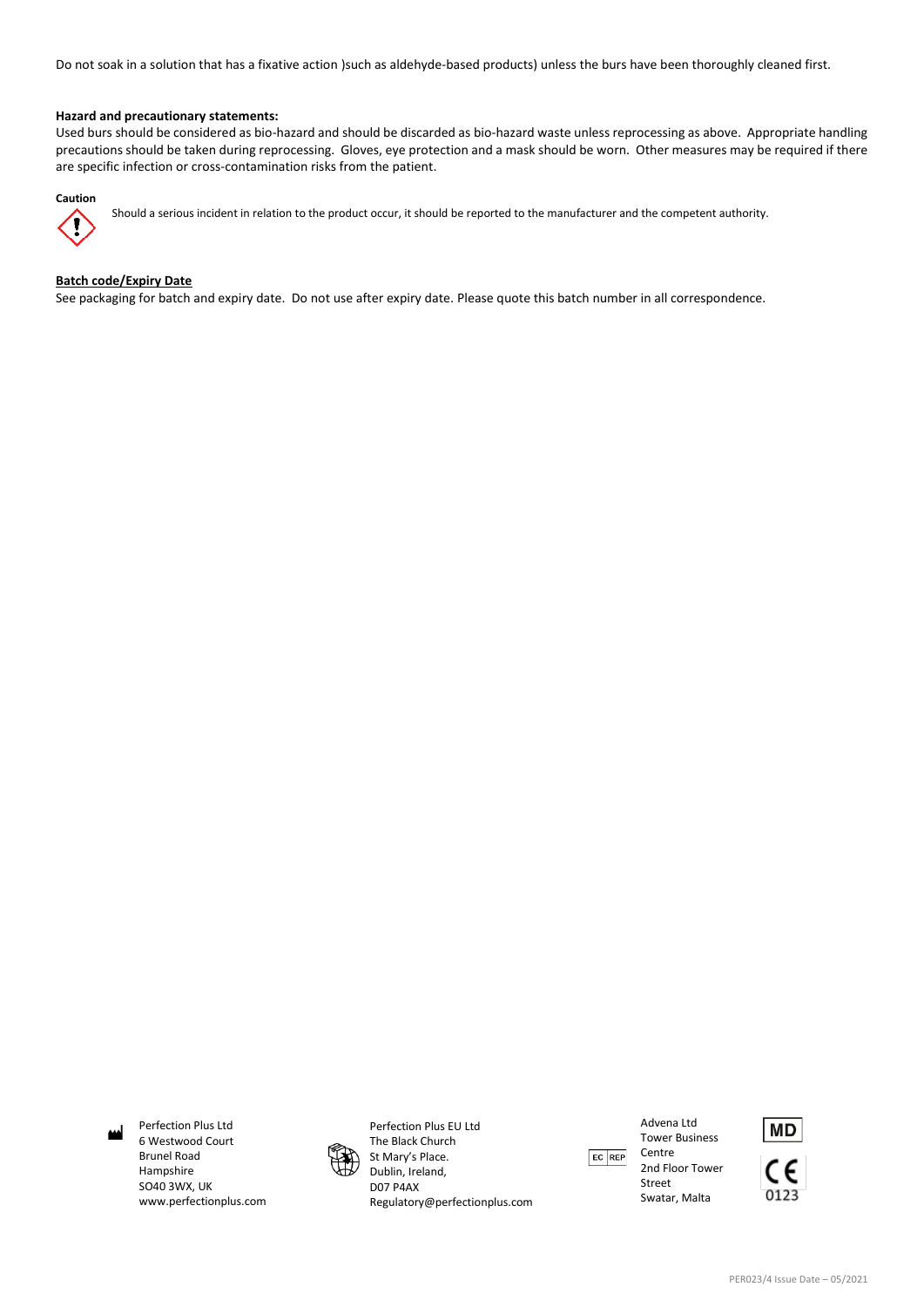Do not soak in a solution that has a fixative action )such as aldehyde-based products) unless the burs have been thoroughly cleaned first.

**Hazard and precautionary statements:**

Used burs should be considered as bio-hazard and should be discarded as bio-hazard waste unless reprocessing as above. Appropriate handling precautions should be taken during reprocessing. Gloves, eye protection and a mask should be worn. Other measures may be required if there are specific infection or cross-contamination risks from the patient.

**Caution**

Should a serious incident in relation to the product occur, it should be reported to the manufacturer and the competent authority.

**Batch code/Expiry Date**

See packaging for batch and expiry date. Do not use after expiry date. Please quote this batch number in all correspondence.

Perfection Plus Ltd
6 Westwood Court
Brunel Road
Hampshire
SO40 3WX, UK
www.perfectionplus.com

Perfection Plus EU Ltd
The Black Church
St Mary's Place.
Dublin, Ireland,
D07 P4AX
Regulatory@perfectionplus.com

EC REP

Advena Ltd
Tower Business Centre
2nd Floor Tower Street
Swatar, Malta

MD

CE 0123

PER023/4 Issue Date – 05/2021